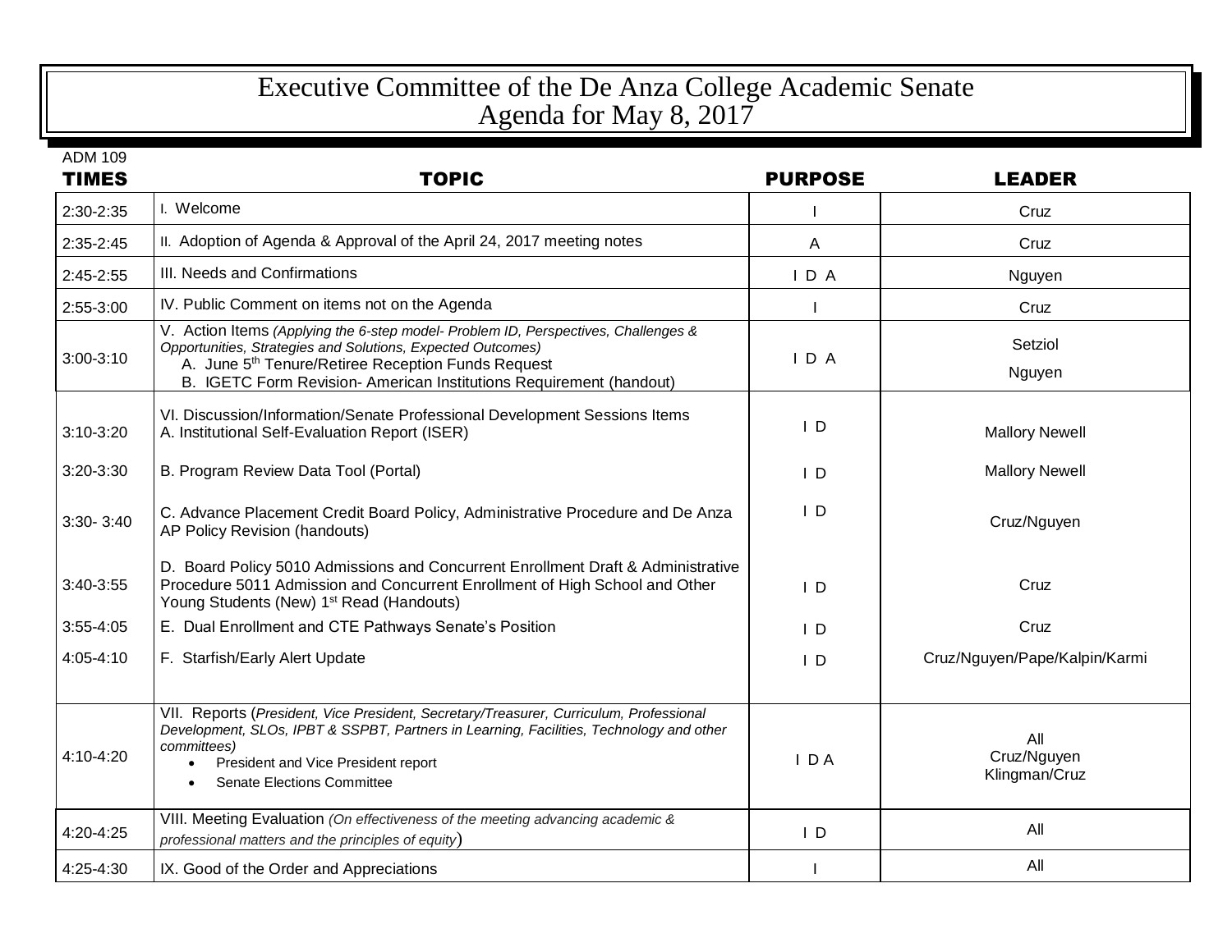# Executive Committee of the De Anza College Academic Senate
## Agenda for May 8, 2017

ADM 109

| TIMES | TOPIC | PURPOSE | LEADER |
|---|---|---|---|
| 2:30-2:35 | I. Welcome | I | Cruz |
| 2:35-2:45 | II. Adoption of Agenda & Approval of the April 24, 2017 meeting notes | A | Cruz |
| 2:45-2:55 | III. Needs and Confirmations | I D A | Nguyen |
| 2:55-3:00 | IV. Public Comment on items not on the Agenda | I | Cruz |
| 3:00-3:10 | V. Action Items *(Applying the 6-step model- Problem ID, Perspectives, Challenges & Opportunities, Strategies and Solutions, Expected Outcomes)*<br>A. June 5th Tenure/Retiree Reception Funds Request<br>B. IGETC Form Revision- American Institutions Requirement (handout) | I D A | Setziol<br>Nguyen |
| 3:10-3:20 | VI. Discussion/Information/Senate Professional Development Sessions Items<br>A. Institutional Self-Evaluation Report (ISER) | I D | Mallory Newell |
| 3:20-3:30 | B. Program Review Data Tool (Portal) | I D | Mallory Newell |
| 3:30- 3:40 | C. Advance Placement Credit Board Policy, Administrative Procedure and De Anza AP Policy Revision (handouts) | I D | Cruz/Nguyen |
| 3:40-3:55 | D. Board Policy 5010 Admissions and Concurrent Enrollment Draft & Administrative Procedure 5011 Admission and Concurrent Enrollment of High School and Other Young Students (New) 1st Read (Handouts) | I D | Cruz |
| 3:55-4:05 | E. Dual Enrollment and CTE Pathways Senate's Position | I D | Cruz |
| 4:05-4:10 | F. Starfish/Early Alert Update | I D | Cruz/Nguyen/Pape/Kalpin/Karmi |
| 4:10-4:20 | VII. Reports (*President, Vice President, Secretary/Treasurer, Curriculum, Professional Development, SLOs, IPBT & SSPBT, Partners in Learning, Facilities, Technology and other committees)*<br>• President and Vice President report<br>• Senate Elections Committee | I D A | All<br>Cruz/Nguyen<br>Klingman/Cruz |
| 4:20-4:25 | VIII. Meeting Evaluation *(On effectiveness of the meeting advancing academic & professional matters and the principles of equity)* | I D | All |
| 4:25-4:30 | IX. Good of the Order and Appreciations | I | All |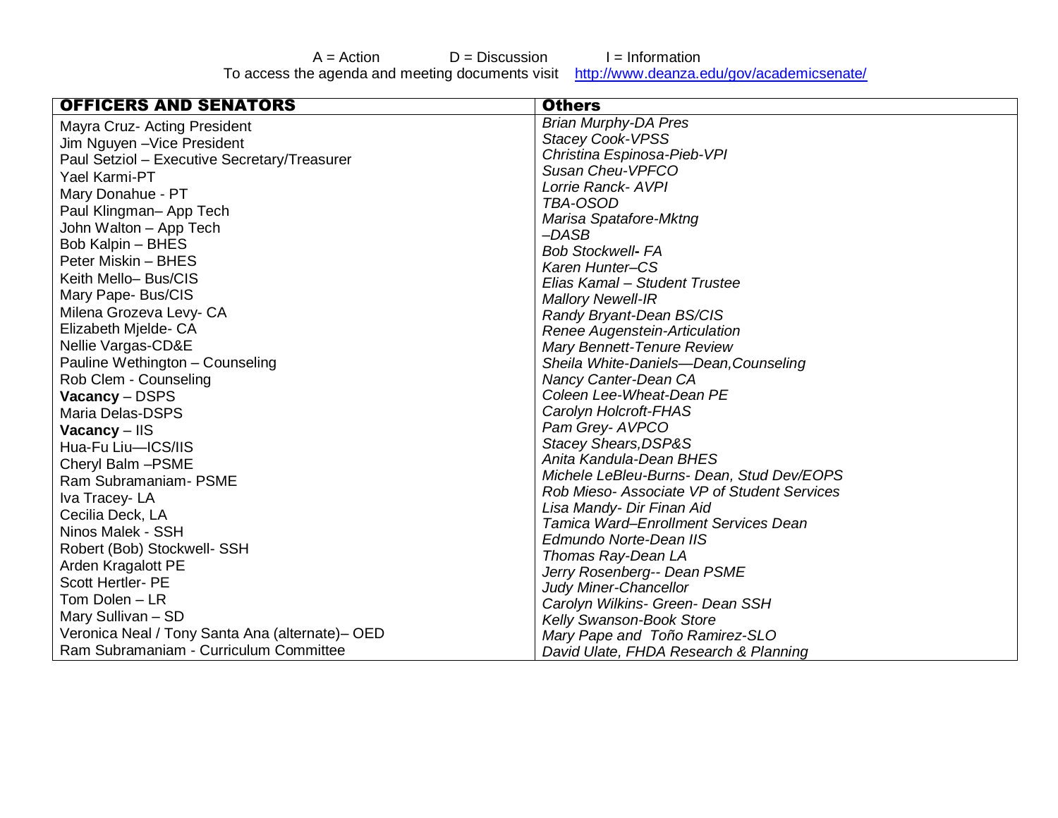A = Action D = Discussion I = Information

To access the agenda and meeting documents visit http://www.deanza.edu/gov/academicsenate/

| OFFICERS AND SENATORS | Others |
|---|---|
| Mayra Cruz- Acting President | *Brian Murphy-DA Pres* |
| Jim Nguyen –Vice President | *Stacey Cook-VPSS* |
| Paul Setziol – Executive Secretary/Treasurer | *Christina Espinosa-Pieb-VPI* |
| Yael Karmi-PT | *Susan Cheu-VPFCO* |
| Mary Donahue - PT | *Lorrie Ranck- AVPI* |
| Paul Klingman– App Tech | *TBA-OSOD* |
| John Walton – App Tech | *Marisa Spatafore-Mktng* |
| Bob Kalpin – BHES | *–DASB* |
| Peter Miskin – BHES | *Bob Stockwell- FA* |
| Keith Mello– Bus/CIS | *Karen Hunter–CS* |
| Mary Pape- Bus/CIS | *Elias Kamal – Student Trustee* |
| Milena Grozeva Levy- CA | *Mallory Newell-IR* |
| Elizabeth Mjelde- CA | *Randy Bryant-Dean BS/CIS* |
| Nellie Vargas-CD&E | *Renee Augenstein-Articulation* |
| Pauline Wethington – Counseling | *Mary Bennett-Tenure Review* |
| Rob Clem - Counseling | *Sheila White-Daniels—Dean,Counseling* |
| **Vacancy** – DSPS | *Nancy Canter-Dean CA* |
| Maria Delas-DSPS | *Coleen Lee-Wheat-Dean PE* |
| **Vacancy** – IIS | *Carolyn Holcroft-FHAS* |
| Hua-Fu Liu—ICS/IIS | *Pam Grey- AVPCO* |
| Cheryl Balm –PSME | *Stacey Shears,DSP&S* |
| Ram Subramaniam- PSME | *Anita Kandula-Dean BHES* |
| Iva Tracey- LA | *Michele LeBleu-Burns- Dean, Stud Dev/EOPS* |
| Cecilia Deck, LA | *Rob Mieso- Associate VP of Student Services* |
| Ninos Malek - SSH | *Lisa Mandy- Dir Finan Aid* |
| Robert (Bob) Stockwell- SSH | *Tamica Ward–Enrollment Services Dean* |
| Arden Kragalott PE | *Edmundo Norte-Dean IIS* |
| Scott Hertler- PE | *Thomas Ray-Dean LA* |
| Tom Dolen – LR | *Jerry Rosenberg-- Dean PSME* |
| Mary Sullivan – SD | *Judy Miner-Chancellor* |
| Veronica Neal / Tony Santa Ana (alternate)– OED | *Carolyn Wilkins- Green- Dean SSH* |
| Ram Subramaniam - Curriculum Committee | *Kelly Swanson-Book Store* |
| | *Mary Pape and Toño Ramirez-SLO* |
| | *David Ulate, FHDA Research & Planning* |